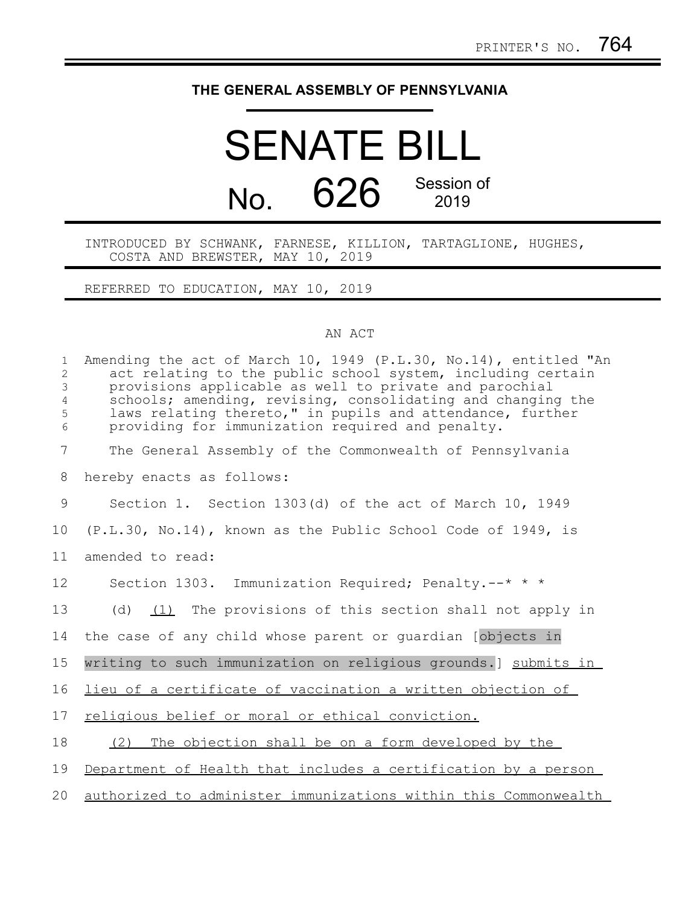PRINTER'S NO. 764

# THE GENERAL ASSEMBLY OF PENNSYLVANIA

# SENATE BILL

## No. 626 Session of 2019

INTRODUCED BY SCHWANK, FARNESE, KILLION, TARTAGLIONE, HUGHES, COSTA AND BREWSTER, MAY 10, 2019

REFERRED TO EDUCATION, MAY 10, 2019

AN ACT

Amending the act of March 10, 1949 (P.L.30, No.14), entitled "An act relating to the public school system, including certain provisions applicable as well to private and parochial schools; amending, revising, consolidating and changing the laws relating thereto," in pupils and attendance, further providing for immunization required and penalty.

The General Assembly of the Commonwealth of Pennsylvania hereby enacts as follows:

Section 1. Section 1303(d) of the act of March 10, 1949 (P.L.30, No.14), known as the Public School Code of 1949, is amended to read:

Section 1303. Immunization Required; Penalty.--* * *

(d) <u>(1)</u> The provisions of this section shall not apply in the case of any child whose parent or guardian [objects in writing to such immunization on religious grounds.] <u>submits in lieu of a certificate of vaccination a written objection of religious belief or moral or ethical conviction.</u>

<u>(2) The objection shall be on a form developed by the Department of Health that includes a certification by a person authorized to administer immunizations within this Commonwealth</u>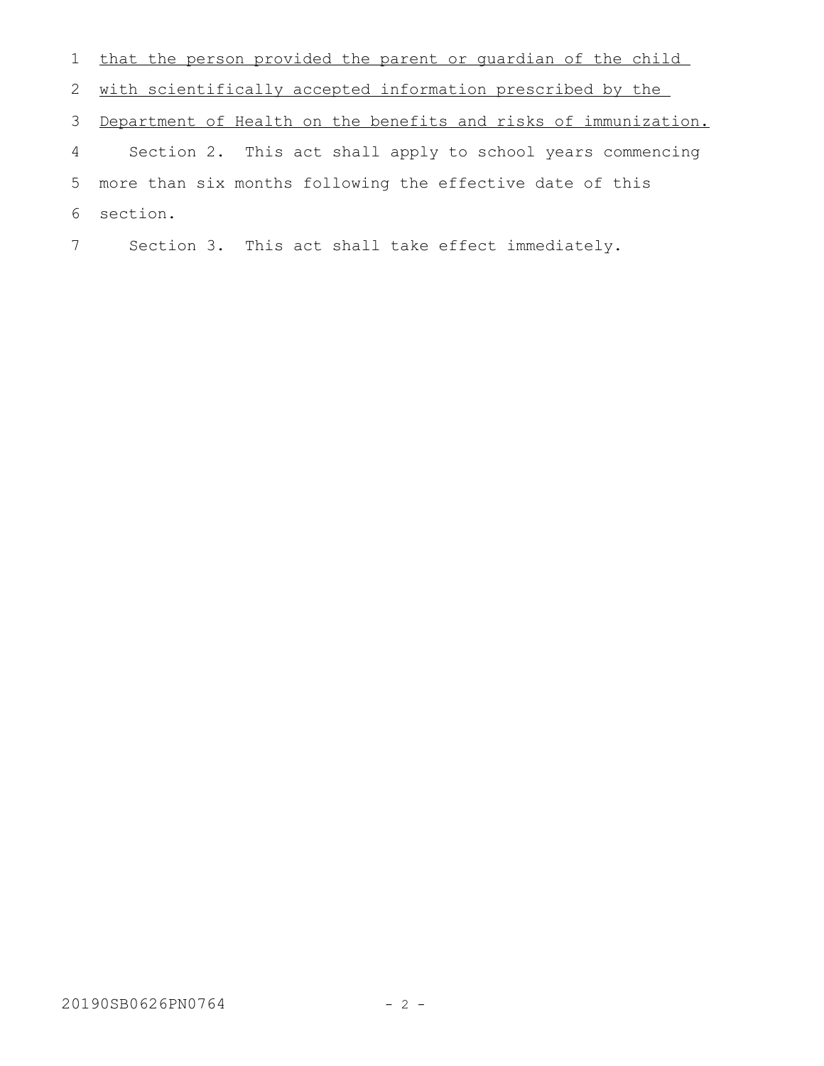that the person provided the parent or guardian of the child with scientifically accepted information prescribed by the Department of Health on the benefits and risks of immunization.

Section 2. This act shall apply to school years commencing more than six months following the effective date of this section.

Section 3. This act shall take effect immediately.